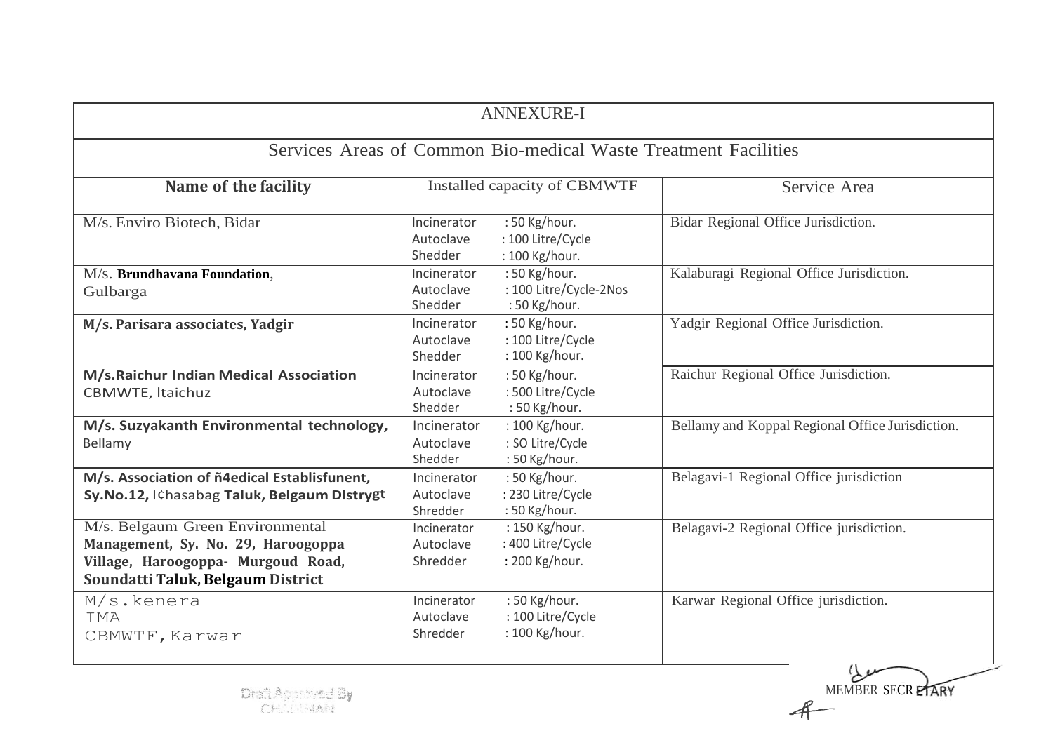# ANNEXURE-I

## Services Areas of Common Bio-medical Waste Treatment Facilities

| Name of the facility | Installed capacity of CBMWTF | Service Area |
|---|---|---|
| M/s. Enviro Biotech, Bidar | Incinerator : 50 Kg/hour.<br>Autoclave : 100 Litre/Cycle<br>Shedder : 100 Kg/hour. | Bidar Regional Office Jurisdiction. |
| M/s. **Brundhavana Foundation**, Gulbarga | Incinerator : 50 Kg/hour.<br>Autoclave : 100 Litre/Cycle-2Nos<br>Shedder : 50 Kg/hour. | Kalaburagi Regional Office Jurisdiction. |
| **M/s. Parisara associates, Yadgir** | Incinerator : 50 Kg/hour.<br>Autoclave : 100 Litre/Cycle<br>Shedder : 100 Kg/hour. | Yadgir Regional Office Jurisdiction. |
| **M/s.Raichur Indian Medical Association** CBMWTE, ltaichuz | Incinerator : 50 Kg/hour.<br>Autoclave : 500 Litre/Cycle<br>Shedder : 50 Kg/hour. | Raichur Regional Office Jurisdiction. |
| **M/s. Suzyakanth Environmental technology,** Bellamy | Incinerator : 100 Kg/hour.<br>Autoclave : SO Litre/Cycle<br>Shedder : 50 Kg/hour. | Bellamy and Koppal Regional Office Jurisdiction. |
| **M/s. Association of ñ4edical Establisfunent, Sy.No.12,** I¢hasabag **Taluk, Belgaum Dlstrygt** | Incinerator : 50 Kg/hour.<br>Autoclave : 230 Litre/Cycle<br>Shredder : 50 Kg/hour. | Belagavi-1 Regional Office jurisdiction |
| M/s. Belgaum Green Environmental **Management, Sy. No. 29, Haroogoppa Village, Haroogoppa- Murgoud Road, Soundatti Taluk, Belgaum District** | Incinerator : 150 Kg/hour.<br>Autoclave : 400 Litre/Cycle<br>Shredder : 200 Kg/hour. | Belagavi-2 Regional Office jurisdiction. |
| M/s.kenera IMA CBMWTF,Karwar | Incinerator : 50 Kg/hour.<br>Autoclave : 100 Litre/Cycle<br>Shredder : 100 Kg/hour. | Karwar Regional Office jurisdiction. |

Draft Approved By CHAIRMAN

MEMBER SECRETARY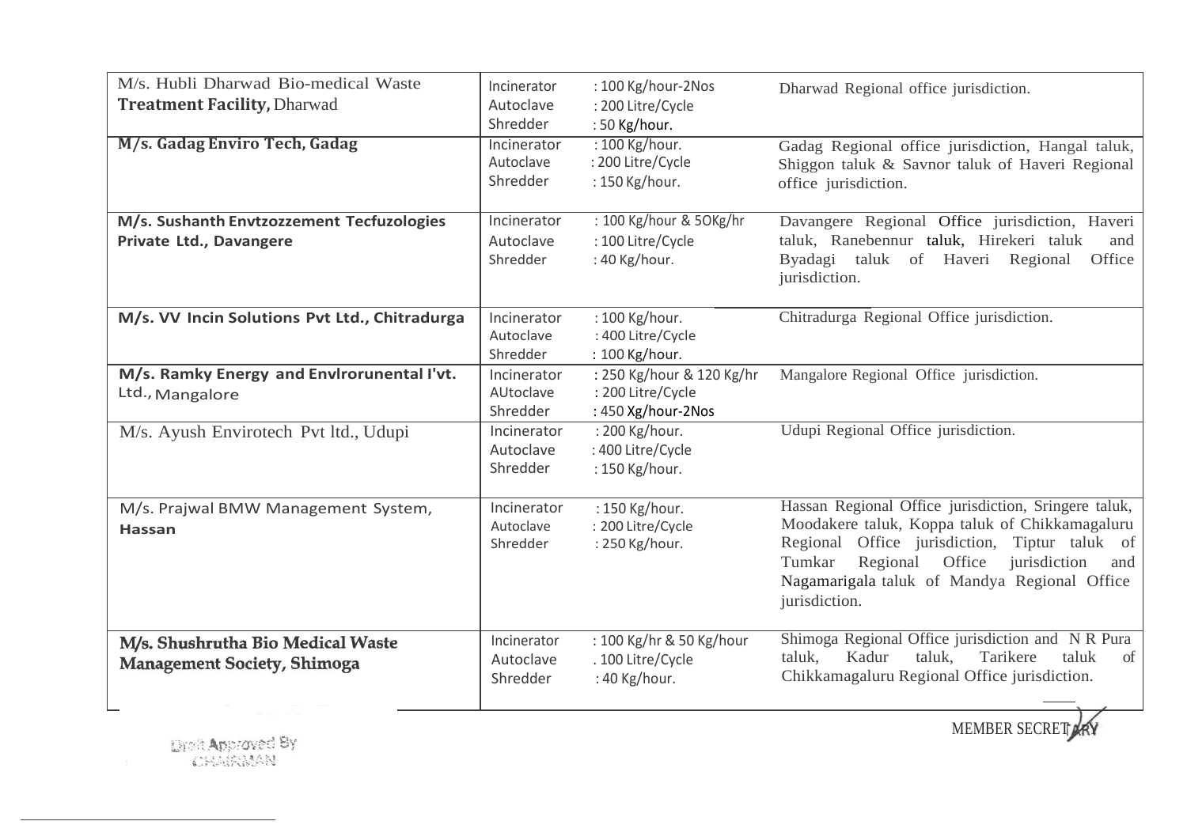| | | |
|---|---|---|
| M/s. Hubli Dharwad Bio-medical Waste **Treatment Facility,** Dharwad | Incinerator : 100 Kg/hour-2Nos<br>Autoclave : 200 Litre/Cycle<br>Shredder : 50 Kg/hour. | Dharwad Regional office jurisdiction. |
| **M/s. Gadag Enviro Tech, Gadag** | Incinerator : 100 Kg/hour.<br>Autoclave : 200 Litre/Cycle<br>Shredder : 150 Kg/hour. | Gadag Regional office jurisdiction, Hangal taluk, Shiggon taluk & Savnor taluk of Haveri Regional office jurisdiction. |
| **M/s. Sushanth Envtzozzement Tecfuzologies Private Ltd., Davangere** | Incinerator : 100 Kg/hour & 5OKg/hr<br>Autoclave : 100 Litre/Cycle<br>Shredder : 40 Kg/hour. | Davangere Regional Office jurisdiction, Haveri taluk, Ranebennur taluk, Hirekeri taluk and Byadagi taluk of Haveri Regional Office jurisdiction. |
| **M/s. VV Incin Solutions Pvt Ltd., Chitradurga** | Incinerator : 100 Kg/hour.<br>Autoclave : 400 Litre/Cycle<br>Shredder : 100 Kg/hour. | Chitradurga Regional Office jurisdiction. |
| **M/s. Ramky Energy and Envlrorunental I'vt.** Ltd., Mangalore | Incinerator : 250 Kg/hour & 120 Kg/hr<br>AUtoclave : 200 Litre/Cycle<br>Shredder : 450 Xg/hour-2Nos | Mangalore Regional Office jurisdiction. |
| M/s. Ayush Envirotech Pvt ltd., Udupi | Incinerator : 200 Kg/hour.<br>Autoclave : 400 Litre/Cycle<br>Shredder : 150 Kg/hour. | Udupi Regional Office jurisdiction. |
| M/s. Prajwal BMW Management System, **Hassan** | Incinerator : 150 Kg/hour.<br>Autoclave : 200 Litre/Cycle<br>Shredder : 250 Kg/hour. | Hassan Regional Office jurisdiction, Sringere taluk, Moodakere taluk, Koppa taluk of Chikkamagaluru Regional Office jurisdiction, Tiptur taluk of Tumkar Regional Office jurisdiction and Nagamarigala taluk of Mandya Regional Office jurisdiction. |
| **M/s. Shushrutha Bio Medical Waste Management Society, Shimoga** | Incinerator : 100 Kg/hr & 50 Kg/hour<br>Autoclave . 100 Litre/Cycle<br>Shredder : 40 Kg/hour. | Shimoga Regional Office jurisdiction and N R Pura taluk, Kadur taluk, Tarikere taluk of Chikkamagaluru Regional Office jurisdiction. |

Draft Approved By
CHAIRMAN

MEMBER SECRETARY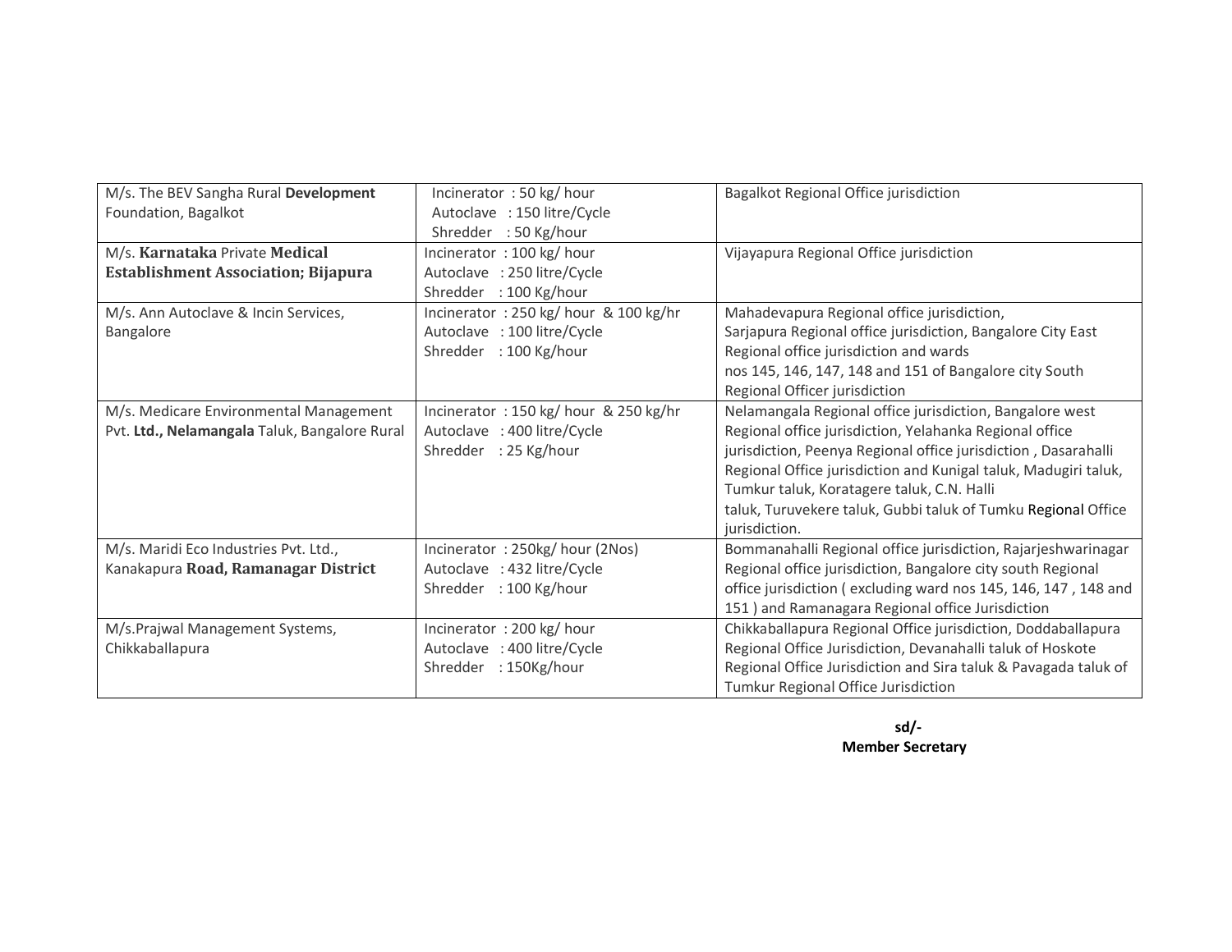| | | |
|---|---|---|
| M/s. The BEV Sangha Rural **Development** Foundation, Bagalkot | Incinerator : 50 kg/ hour<br>Autoclave : 150 litre/Cycle<br>Shredder : 50 Kg/hour | Bagalkot Regional Office jurisdiction |
| M/s. **Karnataka** Private **Medical Establishment Association; Bijapura** | Incinerator : 100 kg/ hour<br>Autoclave : 250 litre/Cycle<br>Shredder : 100 Kg/hour | Vijayapura Regional Office jurisdiction |
| M/s. Ann Autoclave & Incin Services, Bangalore | Incinerator : 250 kg/ hour & 100 kg/hr<br>Autoclave : 100 litre/Cycle<br>Shredder : 100 Kg/hour | Mahadevapura Regional office jurisdiction, Sarjapura Regional office jurisdiction, Bangalore City East Regional office jurisdiction and wards nos 145, 146, 147, 148 and 151 of Bangalore city South Regional Officer jurisdiction |
| M/s. Medicare Environmental Management Pvt. **Ltd., Nelamangala** Taluk, Bangalore Rural | Incinerator : 150 kg/ hour & 250 kg/hr<br>Autoclave : 400 litre/Cycle<br>Shredder : 25 Kg/hour | Nelamangala Regional office jurisdiction, Bangalore west Regional office jurisdiction, Yelahanka Regional office jurisdiction, Peenya Regional office jurisdiction , Dasarahalli Regional Office jurisdiction and Kunigal taluk, Madugiri taluk, Tumkur taluk, Koratagere taluk, C.N. Halli taluk, Turuvekere taluk, Gubbi taluk of Tumku Regional Office jurisdiction. |
| M/s. Maridi Eco Industries Pvt. Ltd., Kanakapura **Road, Ramanagar District** | Incinerator : 250kg/ hour (2Nos)<br>Autoclave : 432 litre/Cycle<br>Shredder : 100 Kg/hour | Bommanahalli Regional office jurisdiction, Rajarjeshwarinagar Regional office jurisdiction, Bangalore city south Regional office jurisdiction ( excluding ward nos 145, 146, 147 , 148 and 151 ) and Ramanagara Regional office Jurisdiction |
| M/s.Prajwal Management Systems, Chikkaballapura | Incinerator : 200 kg/ hour<br>Autoclave : 400 litre/Cycle<br>Shredder : 150Kg/hour | Chikkaballapura Regional Office jurisdiction, Doddaballapura Regional Office Jurisdiction, Devanahalli taluk of Hoskote Regional Office Jurisdiction and Sira taluk & Pavagada taluk of Tumkur Regional Office Jurisdiction |

**sd/-**
**Member Secretary**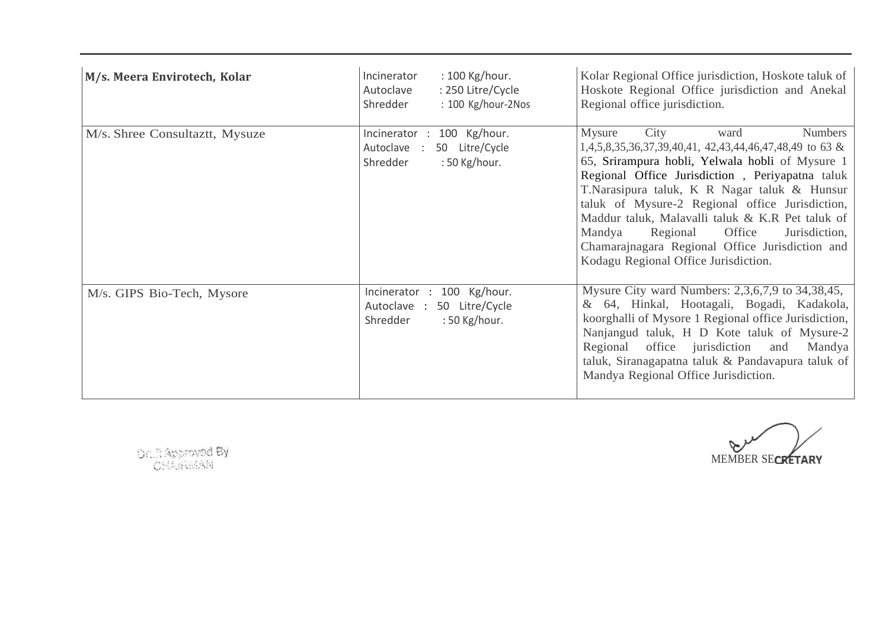| | | |
|---|---|---|
| **M/s. Meera Envirotech, Kolar** | Incinerator : 100 Kg/hour.<br>Autoclave : 250 Litre/Cycle<br>Shredder : 100 Kg/hour-2Nos | Kolar Regional Office jurisdiction, Hoskote taluk of Hoskote Regional Office jurisdiction and Anekal Regional office jurisdiction. |
| M/s. Shree Consultaztt, Mysuze | Incinerator : 100 Kg/hour.<br>Autoclave : 50 Litre/Cycle<br>Shredder : 50 Kg/hour. | Mysure City ward Numbers 1,4,5,8,35,36,37,39,40,41, 42,43,44,46,47,48,49 to 63 & 65, Srirampura hobli, Yelwala hobli of Mysure 1 Regional Office Jurisdiction , Periyapatna taluk T.Narasipura taluk, K R Nagar taluk & Hunsur taluk of Mysure-2 Regional office Jurisdiction, Maddur taluk, Malavalli taluk & K.R Pet taluk of Mandya Regional Office Jurisdiction, Chamarajnagara Regional Office Jurisdiction and Kodagu Regional Office Jurisdiction. |
| M/s. GIPS Bio-Tech, Mysore | Incinerator : 100 Kg/hour.<br>Autoclave : 50 Litre/Cycle<br>Shredder : 50 Kg/hour. | Mysure City ward Numbers: 2,3,6,7,9 to 34,38,45, & 64, Hinkal, Hootagali, Bogadi, Kadakola, koorghalli of Mysore 1 Regional office Jurisdiction, Nanjangud taluk, H D Kote taluk of Mysure-2 Regional office jurisdiction and Mandya taluk, Siranagapatna taluk & Pandavapura taluk of Mandya Regional Office Jurisdiction. |

Draft Approved By
CHAIRMAN

MEMBER SECRETARY